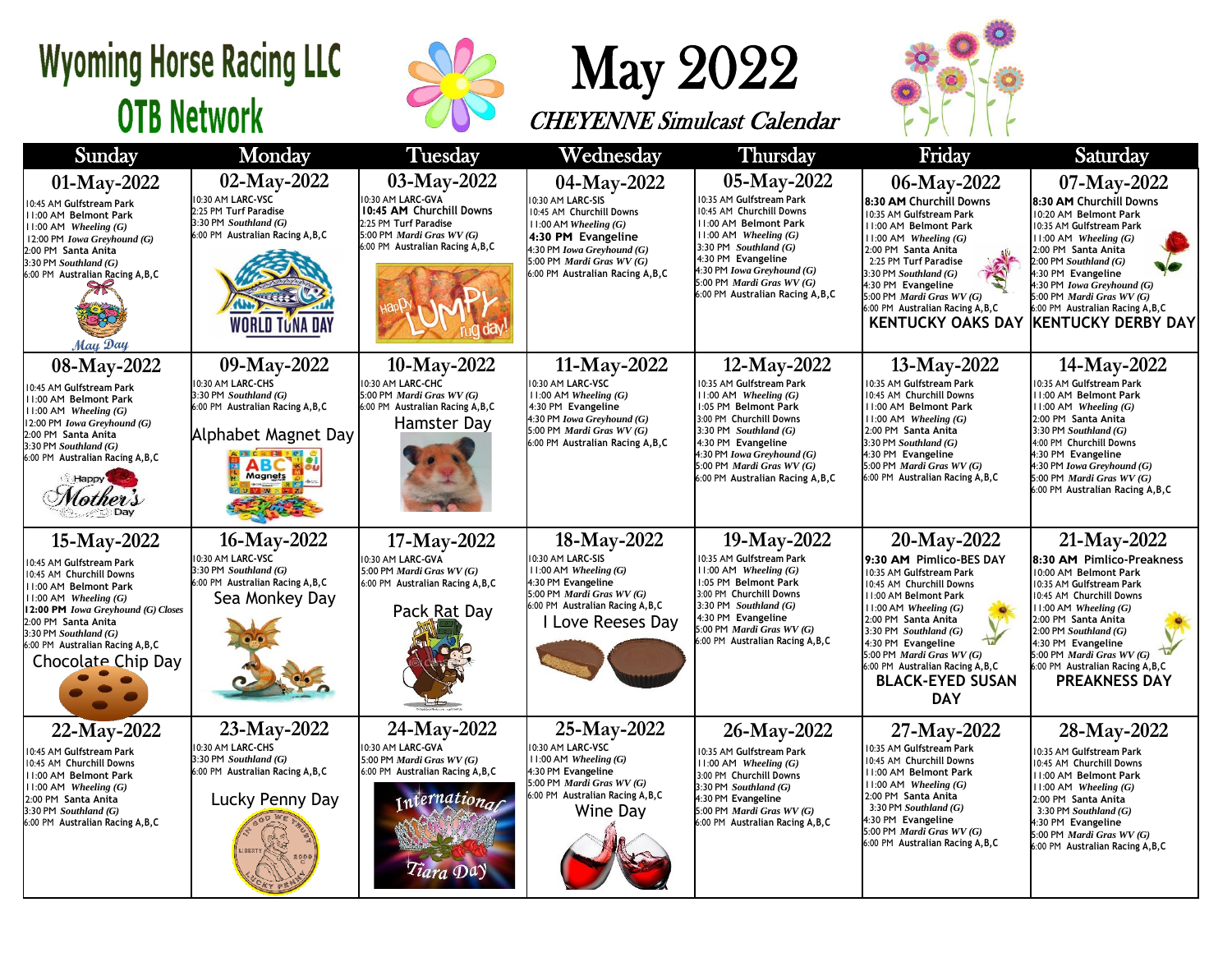# Wyoming Horse Racing LLC

## OTB Network

# May 2022

*CHEYENNE Simulcast Calendar*

| Sunday | Monday | Tuesday | Wednesday | Thursday | Friday | Saturday |
|---|---|---|---|---|---|---|
| **01-May-2022**<br>10:45 AM Gulfstream Park<br>11:00 AM Belmont Park<br>11:00 AM *Wheeling (G)*<br>12:00 PM *Iowa Greyhound (G)*<br>2:00 PM Santa Anita<br>3:30 PM *Southland (G)*<br>6:00 PM Australian Racing A,B,C<br>*May Day* | **02-May-2022**<br>10:30 AM LARC-VSC<br>2:25 PM Turf Paradise<br>3:30 PM *Southland (G)*<br>6:00 PM Australian Racing A,B,C<br>WORLD TUNA DAY | **03-May-2022**<br>10:30 AM LARC-GVA<br>**10:45 AM** Churchill Downs<br>2:25 PM Turf Paradise<br>5:00 PM *Mardi Gras WV (G)*<br>6:00 PM Australian Racing A,B,C<br>Happy LUMPY rug day! | **04-May-2022**<br>10:30 AM LARC-SIS<br>10:45 AM Churchill Downs<br>11:00 AM *Wheeling (G)*<br>**4:30 PM** Evangeline<br>4:30 PM *Iowa Greyhound (G)*<br>5:00 PM *Mardi Gras WV (G)*<br>6:00 PM Australian Racing A,B,C | **05-May-2022**<br>10:35 AM Gulfstream Park<br>10:45 AM Churchill Downs<br>11:00 AM Belmont Park<br>11:00 AM *Wheeling (G)*<br>3:30 PM *Southland (G)*<br>4:30 PM Evangeline<br>4:30 PM *Iowa Greyhound (G)*<br>5:00 PM *Mardi Gras WV (G)*<br>6:00 PM Australian Racing A,B,C | **06-May-2022**<br>**8:30 AM** Churchill Downs<br>10:35 AM Gulfstream Park<br>11:00 AM Belmont Park<br>11:00 AM *Wheeling (G)*<br>2:00 PM Santa Anita<br>2:25 PM Turf Paradise<br>3:30 PM *Southland (G)*<br>4:30 PM Evangeline<br>5:00 PM *Mardi Gras WV (G)*<br>6:00 PM Australian Racing A,B,C<br>**KENTUCKY OAKS DAY** | **07-May-2022**<br>**8:30 AM** Churchill Downs<br>10:20 AM Belmont Park<br>10:35 AM Gulfstream Park<br>11:00 AM *Wheeling (G)*<br>2:00 PM Santa Anita<br>2:00 PM *Southland (G)*<br>4:30 PM Evangeline<br>4:30 PM *Iowa Greyhound (G)*<br>5:00 PM *Mardi Gras WV (G)*<br>6:00 PM Australian Racing A,B,C<br>**KENTUCKY DERBY DAY** |
| **08-May-2022**<br>10:45 AM Gulfstream Park<br>11:00 AM Belmont Park<br>11:00 AM *Wheeling (G)*<br>12:00 PM *Iowa Greyhound (G)*<br>2:00 PM Santa Anita<br>3:30 PM *Southland (G)*<br>6:00 PM Australian Racing A,B,C<br>Happy Mother's Day | **09-May-2022**<br>10:30 AM LARC-CHS<br>3:30 PM *Southland (G)*<br>6:00 PM Australian Racing A,B,C<br>Alphabet Magnet Day | **10-May-2022**<br>10:30 AM LARC-CHC<br>5:00 PM *Mardi Gras WV (G)*<br>6:00 PM Australian Racing A,B,C<br>Hamster Day | **11-May-2022**<br>10:30 AM LARC-VSC<br>11:00 AM *Wheeling (G)*<br>4:30 PM Evangeline<br>4:30 PM *Iowa Greyhound (G)*<br>5:00 PM *Mardi Gras WV (G)*<br>6:00 PM Australian Racing A,B,C | **12-May-2022**<br>10:35 AM Gulfstream Park<br>11:00 AM *Wheeling (G)*<br>1:05 PM Belmont Park<br>3:00 PM Churchill Downs<br>3:30 PM *Southland (G)*<br>4:30 PM Evangeline<br>4:30 PM *Iowa Greyhound (G)*<br>5:00 PM *Mardi Gras WV (G)*<br>6:00 PM Australian Racing A,B,C | **13-May-2022**<br>10:35 AM Gulfstream Park<br>10:45 AM Churchill Downs<br>11:00 AM Belmont Park<br>11:00 AM *Wheeling (G)*<br>2:00 PM Santa Anita<br>3:30 PM *Southland (G)*<br>4:30 PM Evangeline<br>5:00 PM *Mardi Gras WV (G)*<br>6:00 PM Australian Racing A,B,C | **14-May-2022**<br>10:35 AM Gulfstream Park<br>11:00 AM Belmont Park<br>11:00 AM *Wheeling (G)*<br>2:00 PM Santa Anita<br>3:30 PM *Southland (G)*<br>4:00 PM Churchill Downs<br>4:30 PM Evangeline<br>4:30 PM *Iowa Greyhound (G)*<br>5:00 PM *Mardi Gras WV (G)*<br>6:00 PM Australian Racing A,B,C |
| **15-May-2022**<br>10:45 AM Gulfstream Park<br>10:45 AM Churchill Downs<br>11:00 AM Belmont Park<br>11:00 AM *Wheeling (G)*<br>**12:00 PM** *Iowa Greyhound (G) Closes*<br>2:00 PM Santa Anita<br>3:30 PM *Southland (G)*<br>6:00 PM Australian Racing A,B,C<br>Chocolate Chip Day | **16-May-2022**<br>10:30 AM LARC-VSC<br>3:30 PM *Southland (G)*<br>6:00 PM Australian Racing A,B,C<br>Sea Monkey Day | **17-May-2022**<br>10:30 AM LARC-GVA<br>5:00 PM *Mardi Gras WV (G)*<br>6:00 PM Australian Racing A,B,C<br>Pack Rat Day | **18-May-2022**<br>10:30 AM LARC-SIS<br>11:00 AM *Wheeling (G)*<br>4:30 PM Evangeline<br>5:00 PM *Mardi Gras WV (G)*<br>6:00 PM Australian Racing A,B,C<br>I Love Reeses Day | **19-May-2022**<br>10:35 AM Gulfstream Park<br>11:00 AM *Wheeling (G)*<br>1:05 PM Belmont Park<br>3:00 PM Churchill Downs<br>3:30 PM *Southland (G)*<br>4:30 PM Evangeline<br>5:00 PM *Mardi Gras WV (G)*<br>6:00 PM Australian Racing A,B,C | **20-May-2022**<br>**9:30 AM** Pimlico-BES DAY<br>10:35 AM Gulfstream Park<br>10:45 AM Churchill Downs<br>11:00 AM Belmont Park<br>11:00 AM *Wheeling (G)*<br>2:00 PM Santa Anita<br>3:30 PM *Southland (G)*<br>4:30 PM Evangeline<br>5:00 PM *Mardi Gras WV (G)*<br>6:00 PM Australian Racing A,B,C<br>**BLACK-EYED SUSAN DAY** | **21-May-2022**<br>**8:30 AM** Pimlico-Preakness<br>10:00 AM Belmont Park<br>10:35 AM Gulfstream Park<br>10:45 AM Churchill Downs<br>11:00 AM *Wheeling (G)*<br>2:00 PM Santa Anita<br>2:00 PM *Southland (G)*<br>4:30 PM Evangeline<br>5:00 PM *Mardi Gras WV (G)*<br>6:00 PM Australian Racing A,B,C<br>**PREAKNESS DAY** |
| **22-May-2022**<br>10:45 AM Gulfstream Park<br>10:45 AM Churchill Downs<br>11:00 AM Belmont Park<br>11:00 AM *Wheeling (G)*<br>2:00 PM Santa Anita<br>3:30 PM *Southland (G)*<br>6:00 PM Australian Racing A,B,C | **23-May-2022**<br>10:30 AM LARC-CHS<br>3:30 PM *Southland (G)*<br>6:00 PM Australian Racing A,B,C<br>Lucky Penny Day | **24-May-2022**<br>10:30 AM LARC-GVA<br>5:00 PM *Mardi Gras WV (G)*<br>6:00 PM Australian Racing A,B,C<br>International Tiara Day | **25-May-2022**<br>10:30 AM LARC-VSC<br>11:00 AM *Wheeling (G)*<br>4:30 PM Evangeline<br>5:00 PM *Mardi Gras WV (G)*<br>6:00 PM Australian Racing A,B,C<br>Wine Day | **26-May-2022**<br>10:35 AM Gulfstream Park<br>11:00 AM *Wheeling (G)*<br>3:00 PM Churchill Downs<br>3:30 PM *Southland (G)*<br>4:30 PM Evangeline<br>5:00 PM *Mardi Gras WV (G)*<br>6:00 PM Australian Racing A,B,C | **27-May-2022**<br>10:35 AM Gulfstream Park<br>10:45 AM Churchill Downs<br>11:00 AM Belmont Park<br>11:00 AM *Wheeling (G)*<br>2:00 PM Santa Anita<br>3:30 PM *Southland (G)*<br>4:30 PM Evangeline<br>5:00 PM *Mardi Gras WV (G)*<br>6:00 PM Australian Racing A,B,C | **28-May-2022**<br>10:35 AM Gulfstream Park<br>10:45 AM Churchill Downs<br>11:00 AM Belmont Park<br>11:00 AM *Wheeling (G)*<br>2:00 PM Santa Anita<br>3:30 PM *Southland (G)*<br>4:30 PM Evangeline<br>5:00 PM *Mardi Gras WV (G)*<br>6:00 PM Australian Racing A,B,C |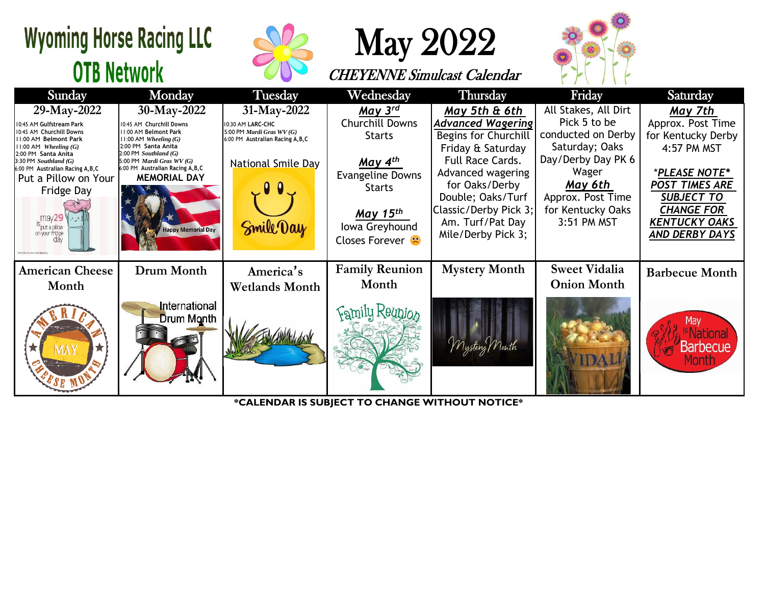# Wyoming Horse Racing LLC OTB Network

# May 2022

*CHEYENNE Simulcast Calendar*

| Sunday | Monday | Tuesday | Wednesday | Thursday | Friday | Saturday |
|---|---|---|---|---|---|---|
| **29-May-2022**<br>10:45 AM Gulfstream Park<br>10:45 AM Churchill Downs<br>11:00 AM Belmont Park<br>11:00 AM *Wheeling (G)*<br>2:00 PM Santa Anita<br>3:30 PM *Southland (G)*<br>6:00 PM Australian Racing A,B,C<br>Put a Pillow on Your Fridge Day<br>may29 is put a pillow on your fridge day | **30-May-2022**<br>10:45 AM Churchill Downs<br>11:00 AM Belmont Park<br>11:00 AM *Wheeling (G)*<br>2:00 PM Santa Anita<br>2:00 PM *Southland (G)*<br>5:00 PM *Mardi Gras WV (G)*<br>6:00 PM Australian Racing A,B,C<br>**MEMORIAL DAY**<br>Happy Memorial Day | **31-May-2022**<br>10:30 AM LARC-CHC<br>5:00 PM *Mardi Gras WV (G)*<br>6:00 PM Australian Racing A,B,C<br>National Smile Day<br>Smile Day | ***May 3rd***<br>Churchill Downs Starts<br>***May 4th***<br>Evangeline Downs Starts<br>***May 15th***<br>Iowa Greyhound Closes Forever ☹ | ***May 5th & 6th Advanced Wagering***<br>Begins for Churchill Friday & Saturday Full Race Cards. Advanced wagering for Oaks/Derby Double; Oaks/Turf Classic/Derby Pick 3; Am. Turf/Pat Day Mile/Derby Pick 3; | All Stakes, All Dirt Pick 5 to be conducted on Derby Saturday; Oaks Day/Derby Day PK 6 Wager<br>***May 6th***<br>Approx. Post Time for Kentucky Oaks 3:51 PM MST | ***May 7th***<br>Approx. Post Time for Kentucky Derby 4:57 PM MST<br>****PLEASE NOTE* POST TIMES ARE SUBJECT TO CHANGE FOR KENTUCKY OAKS AND DERBY DAYS*** |
| **American Cheese Month**<br>American Cheese Month May | **Drum Month**<br>International Drum Month | **America's Wetlands Month** | **Family Reunion Month**<br>Family Reunion | **Mystery Month**<br>Mystery Month | **Sweet Vidalia Onion Month**<br>Vidalia | **Barbecue Month**<br>May is National Barbecue Month |

**\*CALENDAR IS SUBJECT TO CHANGE WITHOUT NOTICE\***